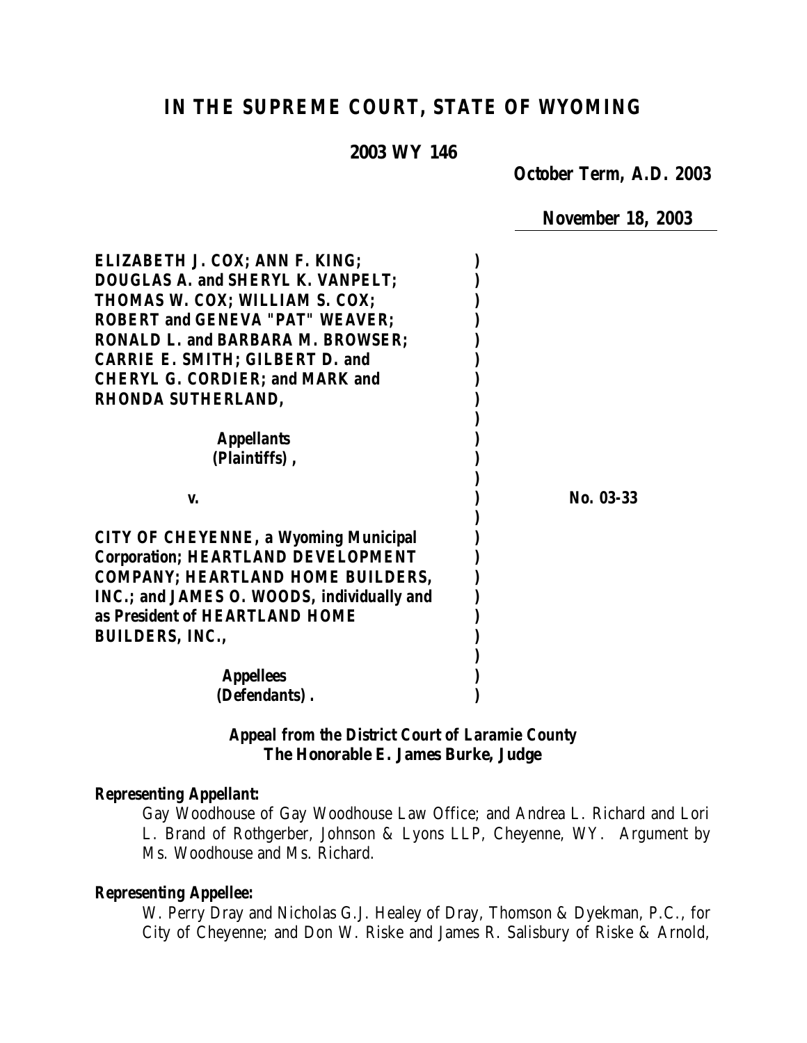# IN THE SUPREME COURT, STATE OF WYOMING

**2003 WY 146**

**October Term, A.D. 2003**

**November 18, 2003**

**ELIZABETH J. COX; ANN F. KING; DOUGLAS A. and SHERYL K. VANPELT; THOMAS W. COX; WILLIAM S. COX; ROBERT and GENEVA "PAT" WEAVER; RONALD L. and BARBARA M. BROWSER; CARRIE E. SMITH; GILBERT D. and CHERYL G. CORDIER; and MARK and RHONDA SUTHERLAND,**

**Appellants (Plaintiffs),**

**v.** **No. 03-33**

**CITY OF CHEYENNE, a Wyoming Municipal Corporation; HEARTLAND DEVELOPMENT COMPANY; HEARTLAND HOME BUILDERS, INC.; and JAMES O. WOODS, individually and as President of HEARTLAND HOME BUILDERS, INC.,**

**Appellees (Defendants).**

**Appeal from the District Court of Laramie County**
**The Honorable E. James Burke, Judge**

**Representing Appellant:**

Gay Woodhouse of Gay Woodhouse Law Office; and Andrea L. Richard and Lori L. Brand of Rothgerber, Johnson & Lyons LLP, Cheyenne, WY. Argument by Ms. Woodhouse and Ms. Richard.

**Representing Appellee:**

W. Perry Dray and Nicholas G.J. Healey of Dray, Thomson & Dyekman, P.C., for City of Cheyenne; and Don W. Riske and James R. Salisbury of Riske & Arnold,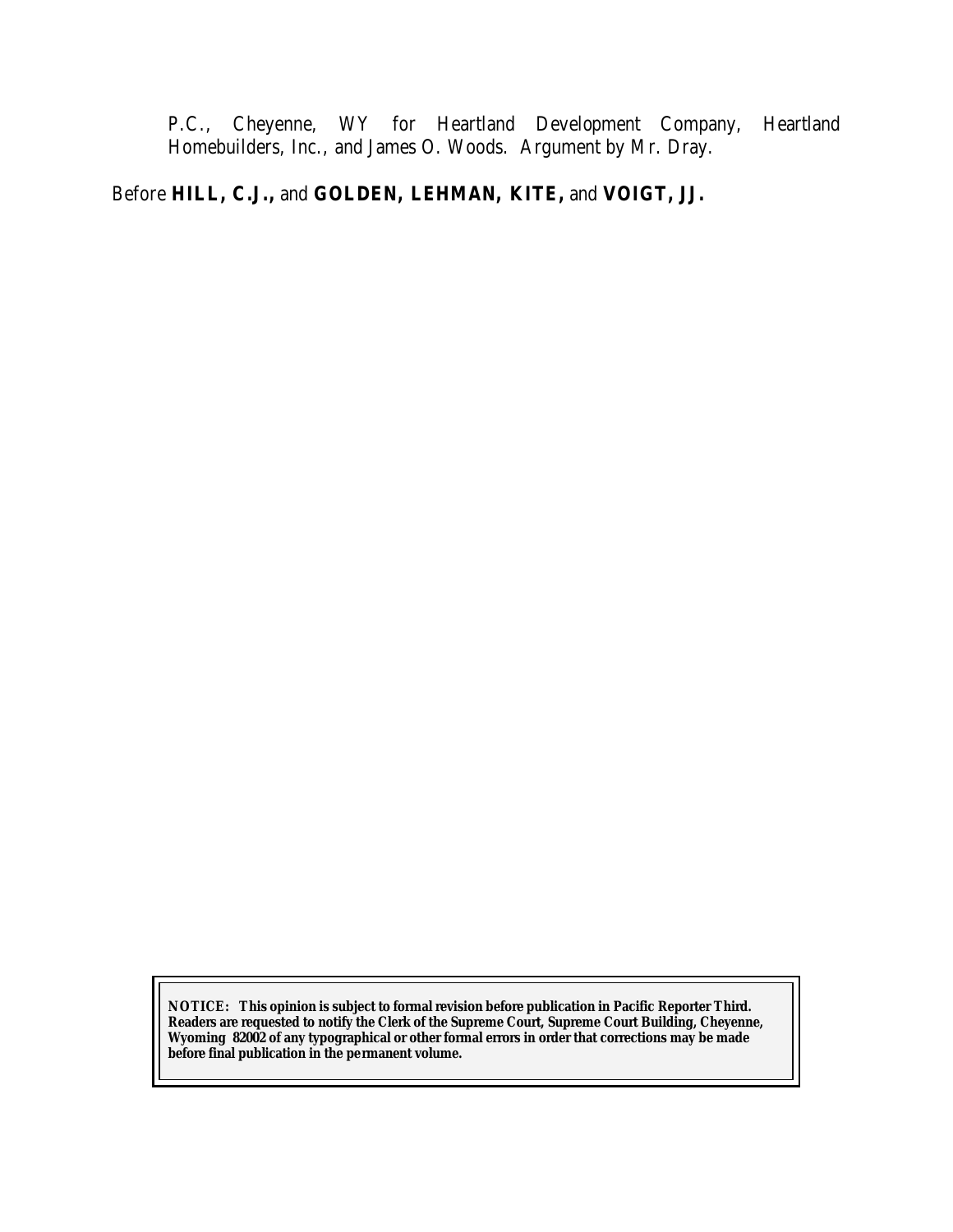P.C., Cheyenne, WY for Heartland Development Company, Heartland Homebuilders, Inc., and James O. Woods. Argument by Mr. Dray.

Before **HILL, C.J.,** and **GOLDEN, LEHMAN, KITE,** and **VOIGT, JJ.**

**NOTICE: This opinion is subject to formal revision before publication in Pacific Reporter Third. Readers are requested to notify the Clerk of the Supreme Court, Supreme Court Building, Cheyenne, Wyoming 82002 of any typographical or other formal errors in order that corrections may be made before final publication in the permanent volume.**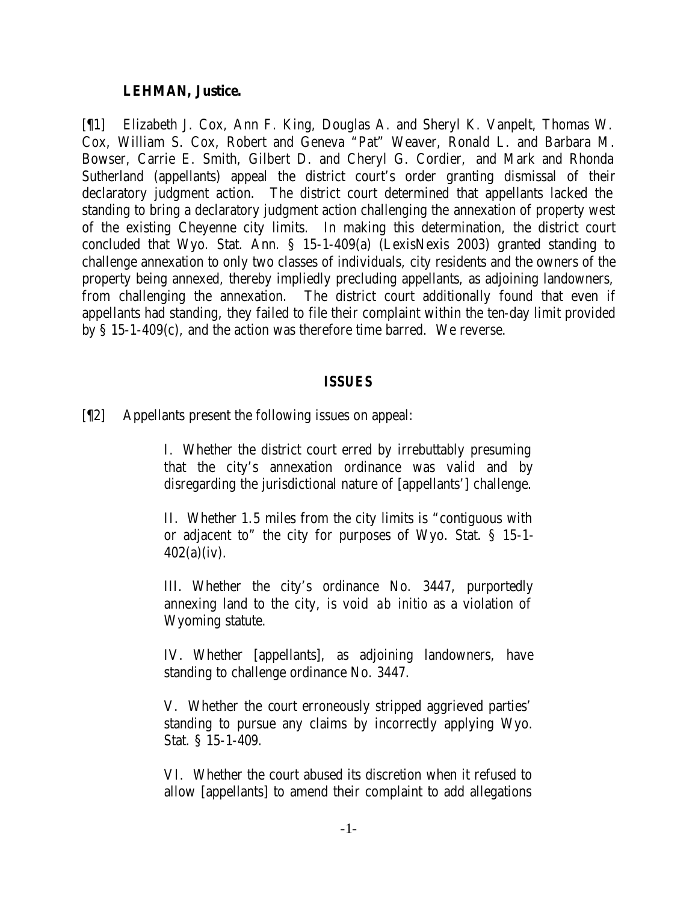**LEHMAN, Justice.**

[¶1] Elizabeth J. Cox, Ann F. King, Douglas A. and Sheryl K. Vanpelt, Thomas W. Cox, William S. Cox, Robert and Geneva "Pat" Weaver, Ronald L. and Barbara M. Bowser, Carrie E. Smith, Gilbert D. and Cheryl G. Cordier, and Mark and Rhonda Sutherland (appellants) appeal the district court's order granting dismissal of their declaratory judgment action. The district court determined that appellants lacked the standing to bring a declaratory judgment action challenging the annexation of property west of the existing Cheyenne city limits. In making this determination, the district court concluded that Wyo. Stat. Ann. § 15-1-409(a) (LexisNexis 2003) granted standing to challenge annexation to only two classes of individuals, city residents and the owners of the property being annexed, thereby impliedly precluding appellants, as adjoining landowners, from challenging the annexation. The district court additionally found that even if appellants had standing, they failed to file their complaint within the ten-day limit provided by § 15-1-409(c), and the action was therefore time barred. We reverse.

## ISSUES

[¶2] Appellants present the following issues on appeal:

> I. Whether the district court erred by irrebuttably presuming that the city's annexation ordinance was valid and by disregarding the jurisdictional nature of [appellants'] challenge.
>
> II. Whether 1.5 miles from the city limits is "contiguous with or adjacent to" the city for purposes of Wyo. Stat. § 15-1-402(a)(iv).
>
> III. Whether the city's ordinance No. 3447, purportedly annexing land to the city, is void *ab initio* as a violation of Wyoming statute.
>
> IV. Whether [appellants], as adjoining landowners, have standing to challenge ordinance No. 3447.
>
> V. Whether the court erroneously stripped aggrieved parties' standing to pursue any claims by incorrectly applying Wyo. Stat. § 15-1-409.
>
> VI. Whether the court abused its discretion when it refused to allow [appellants] to amend their complaint to add allegations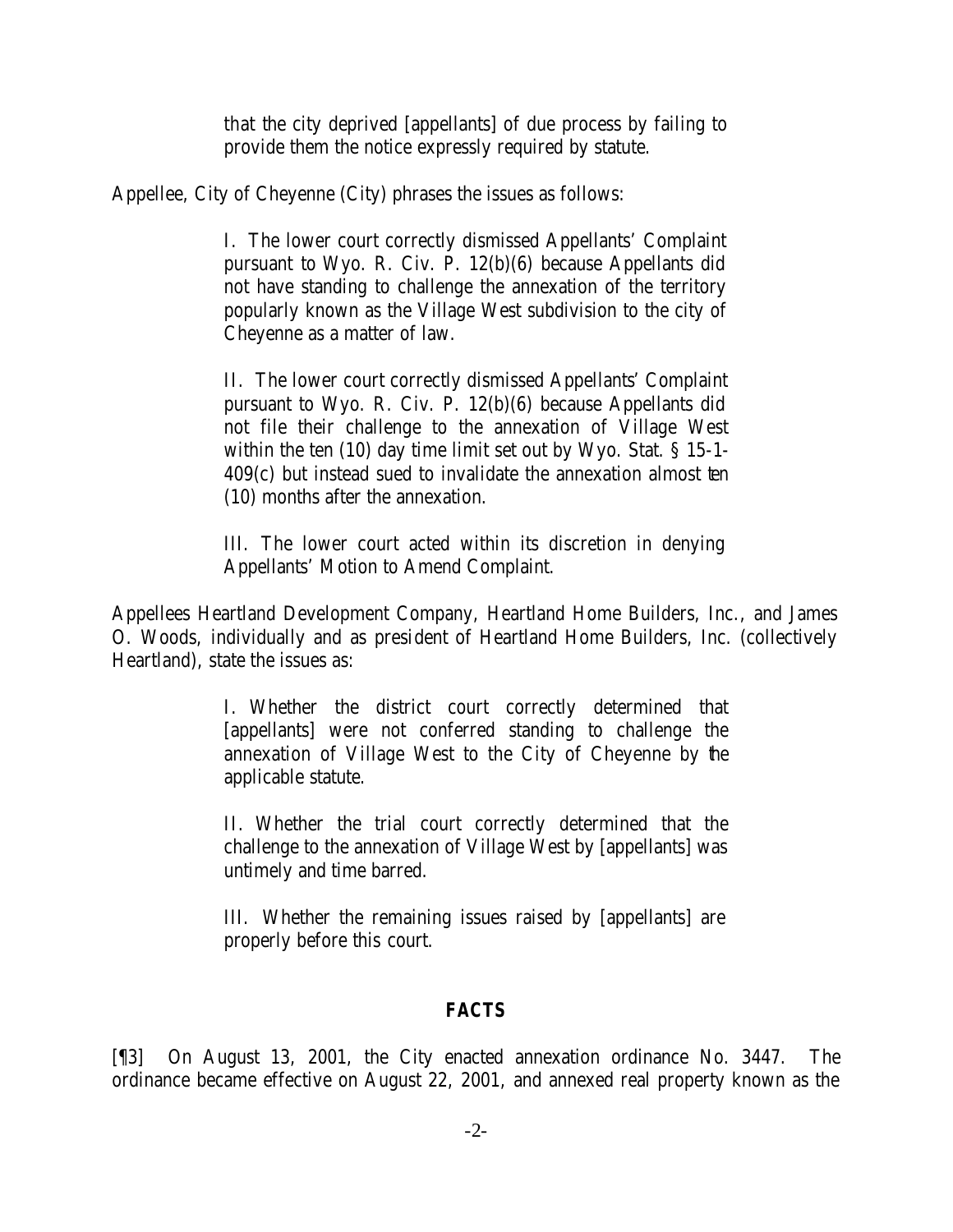that the city deprived [appellants] of due process by failing to provide them the notice expressly required by statute.

Appellee, City of Cheyenne (City) phrases the issues as follows:

> I. The lower court correctly dismissed Appellants' Complaint pursuant to Wyo. R. Civ. P. 12(b)(6) because Appellants did not have standing to challenge the annexation of the territory popularly known as the Village West subdivision to the city of Cheyenne as a matter of law.
>
> II. The lower court correctly dismissed Appellants' Complaint pursuant to Wyo. R. Civ. P. 12(b)(6) because Appellants did not file their challenge to the annexation of Village West within the ten (10) day time limit set out by Wyo. Stat. § 15-1-409(c) but instead sued to invalidate the annexation almost ten (10) months after the annexation.
>
> III. The lower court acted within its discretion in denying Appellants' Motion to Amend Complaint.

Appellees Heartland Development Company, Heartland Home Builders, Inc., and James O. Woods, individually and as president of Heartland Home Builders, Inc. (collectively Heartland), state the issues as:

> I. Whether the district court correctly determined that [appellants] were not conferred standing to challenge the annexation of Village West to the City of Cheyenne by the applicable statute.
>
> II. Whether the trial court correctly determined that the challenge to the annexation of Village West by [appellants] was untimely and time barred.
>
> III. Whether the remaining issues raised by [appellants] are properly before this court.

## FACTS

[¶3] On August 13, 2001, the City enacted annexation ordinance No. 3447. The ordinance became effective on August 22, 2001, and annexed real property known as the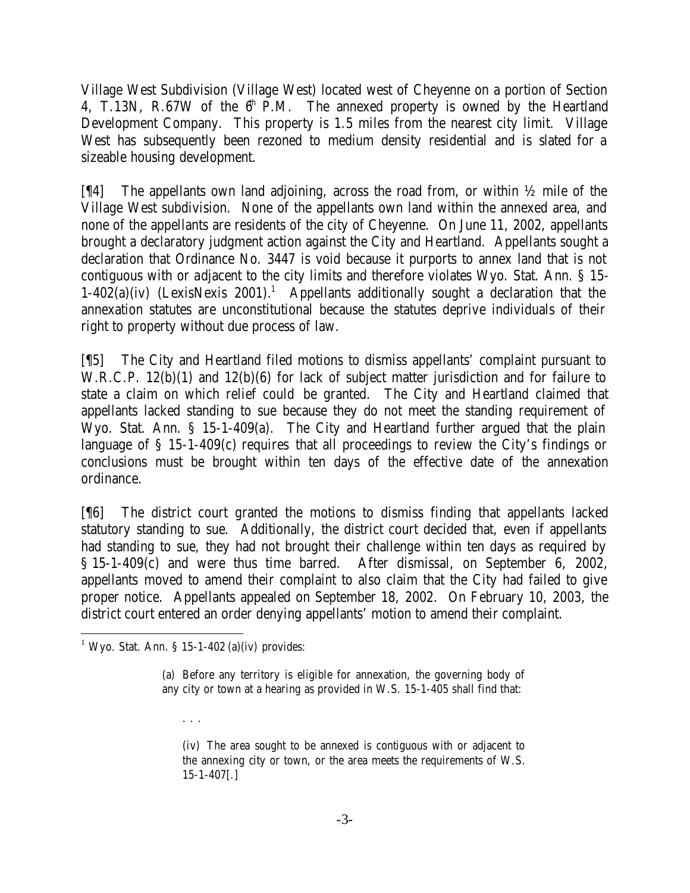Village West Subdivision (Village West) located west of Cheyenne on a portion of Section 4, T.13N, R.67W of the $6^{th}$ P.M. The annexed property is owned by the Heartland Development Company. This property is 1.5 miles from the nearest city limit. Village West has subsequently been rezoned to medium density residential and is slated for a sizeable housing development.

[¶4] The appellants own land adjoining, across the road from, or within ½ mile of the Village West subdivision. None of the appellants own land within the annexed area, and none of the appellants are residents of the city of Cheyenne. On June 11, 2002, appellants brought a declaratory judgment action against the City and Heartland. Appellants sought a declaration that Ordinance No. 3447 is void because it purports to annex land that is not contiguous with or adjacent to the city limits and therefore violates Wyo. Stat. Ann. § 15-1-402(a)(iv) (LexisNexis 2001).[1] Appellants additionally sought a declaration that the annexation statutes are unconstitutional because the statutes deprive individuals of their right to property without due process of law.

[¶5] The City and Heartland filed motions to dismiss appellants' complaint pursuant to W.R.C.P. 12(b)(1) and 12(b)(6) for lack of subject matter jurisdiction and for failure to state a claim on which relief could be granted. The City and Heartland claimed that appellants lacked standing to sue because they do not meet the standing requirement of Wyo. Stat. Ann. § 15-1-409(a). The City and Heartland further argued that the plain language of § 15-1-409(c) requires that all proceedings to review the City's findings or conclusions must be brought within ten days of the effective date of the annexation ordinance.

[¶6] The district court granted the motions to dismiss finding that appellants lacked statutory standing to sue. Additionally, the district court decided that, even if appellants had standing to sue, they had not brought their challenge within ten days as required by § 15-1-409(c) and were thus time barred. After dismissal, on September 6, 2002, appellants moved to amend their complaint to also claim that the City had failed to give proper notice. Appellants appealed on September 18, 2002. On February 10, 2003, the district court entered an order denying appellants' motion to amend their complaint.

---

[1] Wyo. Stat. Ann. § 15-1-402 (a)(iv) provides:

> (a) Before any territory is eligible for annexation, the governing body of any city or town at a hearing as provided in W.S. 15-1-405 shall find that:
>
> . . .
>
> (iv) The area sought to be annexed is contiguous with or adjacent to the annexing city or town, or the area meets the requirements of W.S. 15-1-407[.]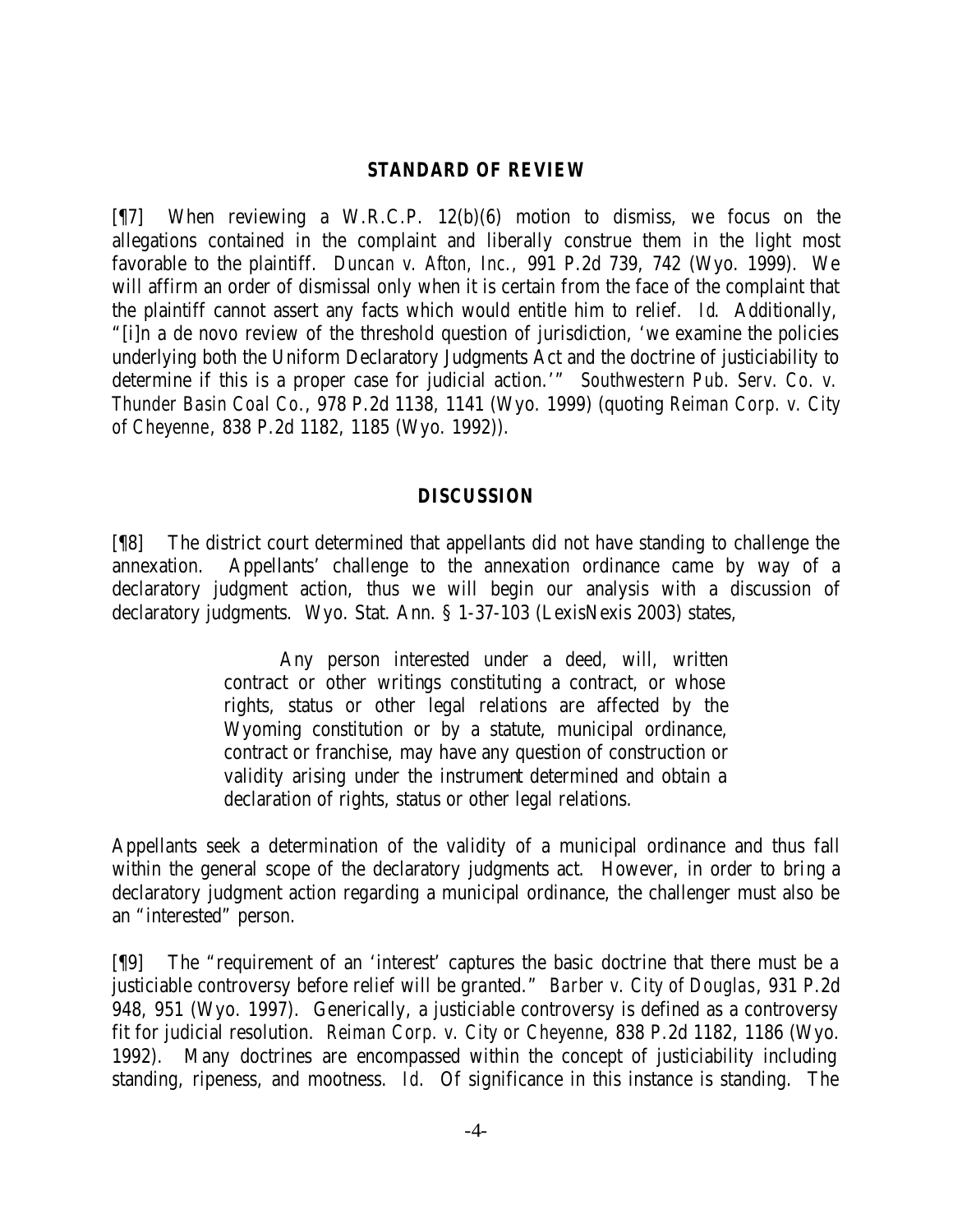## STANDARD OF REVIEW

[¶7] When reviewing a W.R.C.P. 12(b)(6) motion to dismiss, we focus on the allegations contained in the complaint and liberally construe them in the light most favorable to the plaintiff. *Duncan v. Afton, Inc.*, 991 P.2d 739, 742 (Wyo. 1999). We will affirm an order of dismissal only when it is certain from the face of the complaint that the plaintiff cannot assert any facts which would entitle him to relief. *Id*. Additionally, "[i]n a de novo review of the threshold question of jurisdiction, 'we examine the policies underlying both the Uniform Declaratory Judgments Act and the doctrine of justiciability to determine if this is a proper case for judicial action.'" *Southwestern Pub. Serv. Co. v. Thunder Basin Coal Co.*, 978 P.2d 1138, 1141 (Wyo. 1999) (quoting *Reiman Corp. v. City of Cheyenne*, 838 P.2d 1182, 1185 (Wyo. 1992)).

## DISCUSSION

[¶8] The district court determined that appellants did not have standing to challenge the annexation. Appellants' challenge to the annexation ordinance came by way of a declaratory judgment action, thus we will begin our analysis with a discussion of declaratory judgments. Wyo. Stat. Ann. § 1-37-103 (LexisNexis 2003) states,

> Any person interested under a deed, will, written contract or other writings constituting a contract, or whose rights, status or other legal relations are affected by the Wyoming constitution or by a statute, municipal ordinance, contract or franchise, may have any question of construction or validity arising under the instrument determined and obtain a declaration of rights, status or other legal relations.

Appellants seek a determination of the validity of a municipal ordinance and thus fall within the general scope of the declaratory judgments act. However, in order to bring a declaratory judgment action regarding a municipal ordinance, the challenger must also be an "interested" person.

[¶9] The "requirement of an 'interest' captures the basic doctrine that there must be a justiciable controversy before relief will be granted." *Barber v. City of Douglas*, 931 P.2d 948, 951 (Wyo. 1997). Generically, a justiciable controversy is defined as a controversy fit for judicial resolution. *Reiman Corp. v. City or Cheyenne*, 838 P.2d 1182, 1186 (Wyo. 1992). Many doctrines are encompassed within the concept of justiciability including standing, ripeness, and mootness. *Id*. Of significance in this instance is standing. The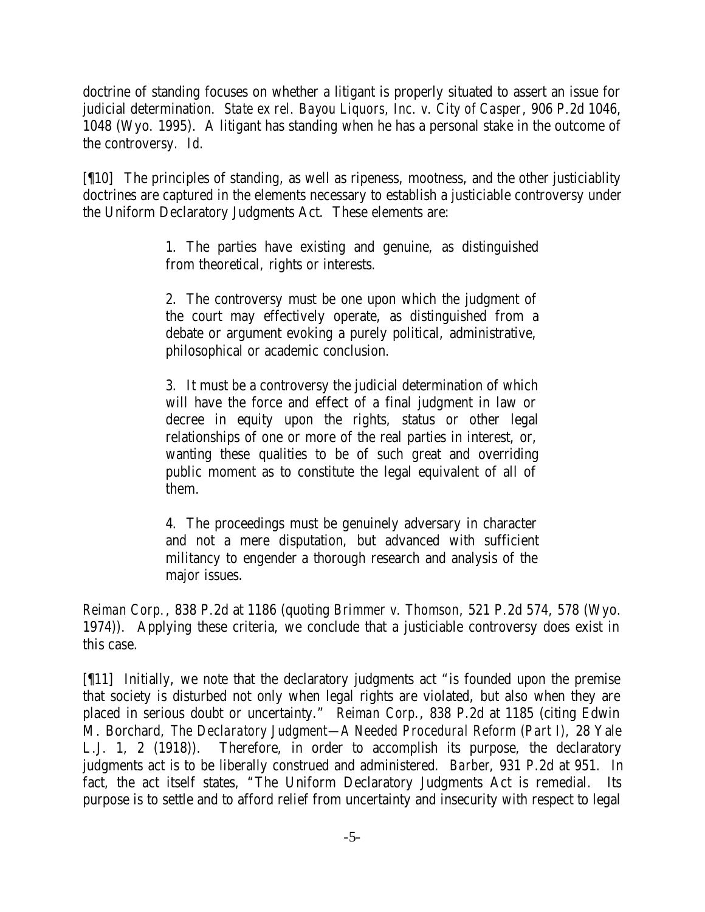doctrine of standing focuses on whether a litigant is properly situated to assert an issue for judicial determination. *State ex rel. Bayou Liquors, Inc. v. City of Casper*, 906 P.2d 1046, 1048 (Wyo. 1995). A litigant has standing when he has a personal stake in the outcome of the controversy. *Id.*

[¶10] The principles of standing, as well as ripeness, mootness, and the other justiciablity doctrines are captured in the elements necessary to establish a justiciable controversy under the Uniform Declaratory Judgments Act. These elements are:

> 1. The parties have existing and genuine, as distinguished from theoretical, rights or interests.
>
> 2. The controversy must be one upon which the judgment of the court may effectively operate, as distinguished from a debate or argument evoking a purely political, administrative, philosophical or academic conclusion.
>
> 3. It must be a controversy the judicial determination of which will have the force and effect of a final judgment in law or decree in equity upon the rights, status or other legal relationships of one or more of the real parties in interest, or, wanting these qualities to be of such great and overriding public moment as to constitute the legal equivalent of all of them.
>
> 4. The proceedings must be genuinely adversary in character and not a mere disputation, but advanced with sufficient militancy to engender a thorough research and analysis of the major issues.

*Reiman Corp.*, 838 P.2d at 1186 (quoting *Brimmer v. Thomson*, 521 P.2d 574, 578 (Wyo. 1974)). Applying these criteria, we conclude that a justiciable controversy does exist in this case.

[¶11] Initially, we note that the declaratory judgments act "is founded upon the premise that society is disturbed not only when legal rights are violated, but also when they are placed in serious doubt or uncertainty." *Reiman Corp.*, 838 P.2d at 1185 (citing Edwin M. Borchard, *The Declaratory Judgment—A Needed Procedural Reform (Part I)*, 28 Yale L.J. 1, 2 (1918)). Therefore, in order to accomplish its purpose, the declaratory judgments act is to be liberally construed and administered. *Barber*, 931 P.2d at 951. In fact, the act itself states, "The Uniform Declaratory Judgments Act is remedial. Its purpose is to settle and to afford relief from uncertainty and insecurity with respect to legal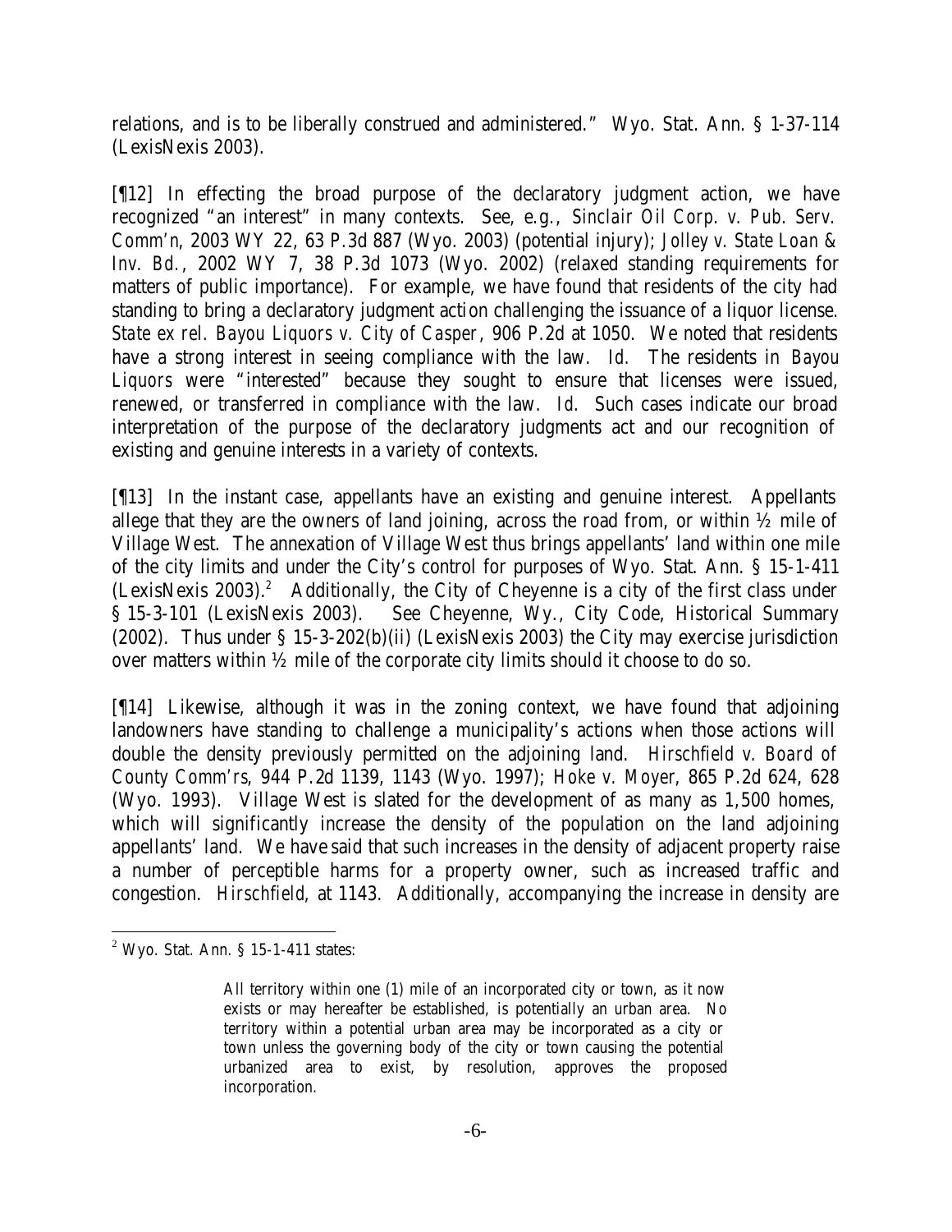relations, and is to be liberally construed and administered." Wyo. Stat. Ann. § 1-37-114 (LexisNexis 2003).

[¶12] In effecting the broad purpose of the declaratory judgment action, we have recognized "an interest" in many contexts. See, e.g., *Sinclair Oil Corp. v. Pub. Serv. Comm'n*, 2003 WY 22, 63 P.3d 887 (Wyo. 2003) (potential injury); *Jolley v. State Loan & Inv. Bd.*, 2002 WY 7, 38 P.3d 1073 (Wyo. 2002) (relaxed standing requirements for matters of public importance). For example, we have found that residents of the city had standing to bring a declaratory judgment action challenging the issuance of a liquor license. *State ex rel. Bayou Liquors v. City of Casper*, 906 P.2d at 1050. We noted that residents have a strong interest in seeing compliance with the law. *Id.* The residents in *Bayou Liquors* were "interested" because they sought to ensure that licenses were issued, renewed, or transferred in compliance with the law. *Id.* Such cases indicate our broad interpretation of the purpose of the declaratory judgments act and our recognition of existing and genuine interests in a variety of contexts.

[¶13] In the instant case, appellants have an existing and genuine interest. Appellants allege that they are the owners of land joining, across the road from, or within ½ mile of Village West. The annexation of Village West thus brings appellants' land within one mile of the city limits and under the City's control for purposes of Wyo. Stat. Ann. § 15-1-411 (LexisNexis 2003).[2] Additionally, the City of Cheyenne is a city of the first class under § 15-3-101 (LexisNexis 2003). See Cheyenne, Wy., City Code, Historical Summary (2002). Thus under § 15-3-202(b)(ii) (LexisNexis 2003) the City may exercise jurisdiction over matters within ½ mile of the corporate city limits should it choose to do so.

[¶14] Likewise, although it was in the zoning context, we have found that adjoining landowners have standing to challenge a municipality's actions when those actions will double the density previously permitted on the adjoining land. *Hirschfield v. Board of County Comm'rs*, 944 P.2d 1139, 1143 (Wyo. 1997); *Hoke v. Moyer*, 865 P.2d 624, 628 (Wyo. 1993). Village West is slated for the development of as many as 1,500 homes, which will significantly increase the density of the population on the land adjoining appellants' land. We have said that such increases in the density of adjacent property raise a number of perceptible harms for a property owner, such as increased traffic and congestion. *Hirschfield*, at 1143. Additionally, accompanying the increase in density are

---

[2] Wyo. Stat. Ann. § 15-1-411 states:

> All territory within one (1) mile of an incorporated city or town, as it now exists or may hereafter be established, is potentially an urban area. No territory within a potential urban area may be incorporated as a city or town unless the governing body of the city or town causing the potential urbanized area to exist, by resolution, approves the proposed incorporation.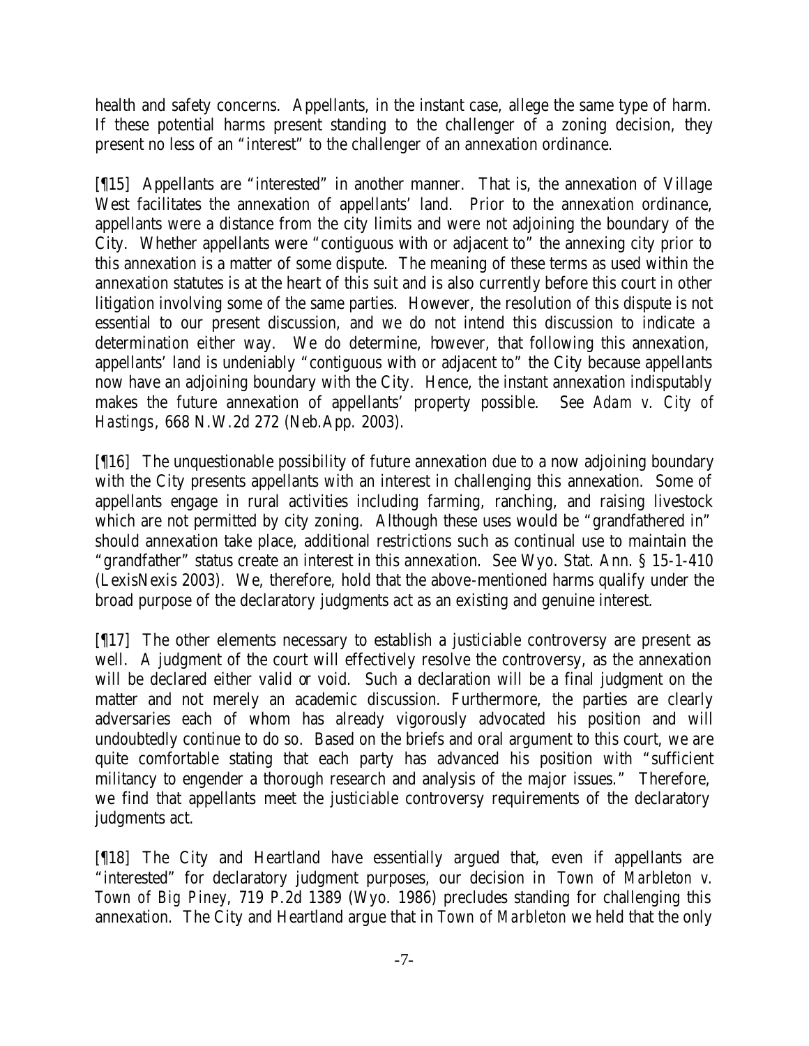health and safety concerns. Appellants, in the instant case, allege the same type of harm. If these potential harms present standing to the challenger of a zoning decision, they present no less of an "interest" to the challenger of an annexation ordinance.

[¶15] Appellants are "interested" in another manner. That is, the annexation of Village West facilitates the annexation of appellants' land. Prior to the annexation ordinance, appellants were a distance from the city limits and were not adjoining the boundary of the City. Whether appellants were "contiguous with or adjacent to" the annexing city prior to this annexation is a matter of some dispute. The meaning of these terms as used within the annexation statutes is at the heart of this suit and is also currently before this court in other litigation involving some of the same parties. However, the resolution of this dispute is not essential to our present discussion, and we do not intend this discussion to indicate a determination either way. We do determine, however, that following this annexation, appellants' land is undeniably "contiguous with or adjacent to" the City because appellants now have an adjoining boundary with the City. Hence, the instant annexation indisputably makes the future annexation of appellants' property possible. See *Adam v. City of Hastings*, 668 N.W.2d 272 (Neb.App. 2003).

[¶16] The unquestionable possibility of future annexation due to a now adjoining boundary with the City presents appellants with an interest in challenging this annexation. Some of appellants engage in rural activities including farming, ranching, and raising livestock which are not permitted by city zoning. Although these uses would be "grandfathered in" should annexation take place, additional restrictions such as continual use to maintain the "grandfather" status create an interest in this annexation. See Wyo. Stat. Ann. § 15-1-410 (LexisNexis 2003). We, therefore, hold that the above-mentioned harms qualify under the broad purpose of the declaratory judgments act as an existing and genuine interest.

[¶17] The other elements necessary to establish a justiciable controversy are present as well. A judgment of the court will effectively resolve the controversy, as the annexation will be declared either valid or void. Such a declaration will be a final judgment on the matter and not merely an academic discussion. Furthermore, the parties are clearly adversaries each of whom has already vigorously advocated his position and will undoubtedly continue to do so. Based on the briefs and oral argument to this court, we are quite comfortable stating that each party has advanced his position with "sufficient militancy to engender a thorough research and analysis of the major issues." Therefore, we find that appellants meet the justiciable controversy requirements of the declaratory judgments act.

[¶18] The City and Heartland have essentially argued that, even if appellants are "interested" for declaratory judgment purposes, our decision in *Town of Marbleton v. Town of Big Piney*, 719 P.2d 1389 (Wyo. 1986) precludes standing for challenging this annexation. The City and Heartland argue that in *Town of Marbleton* we held that the only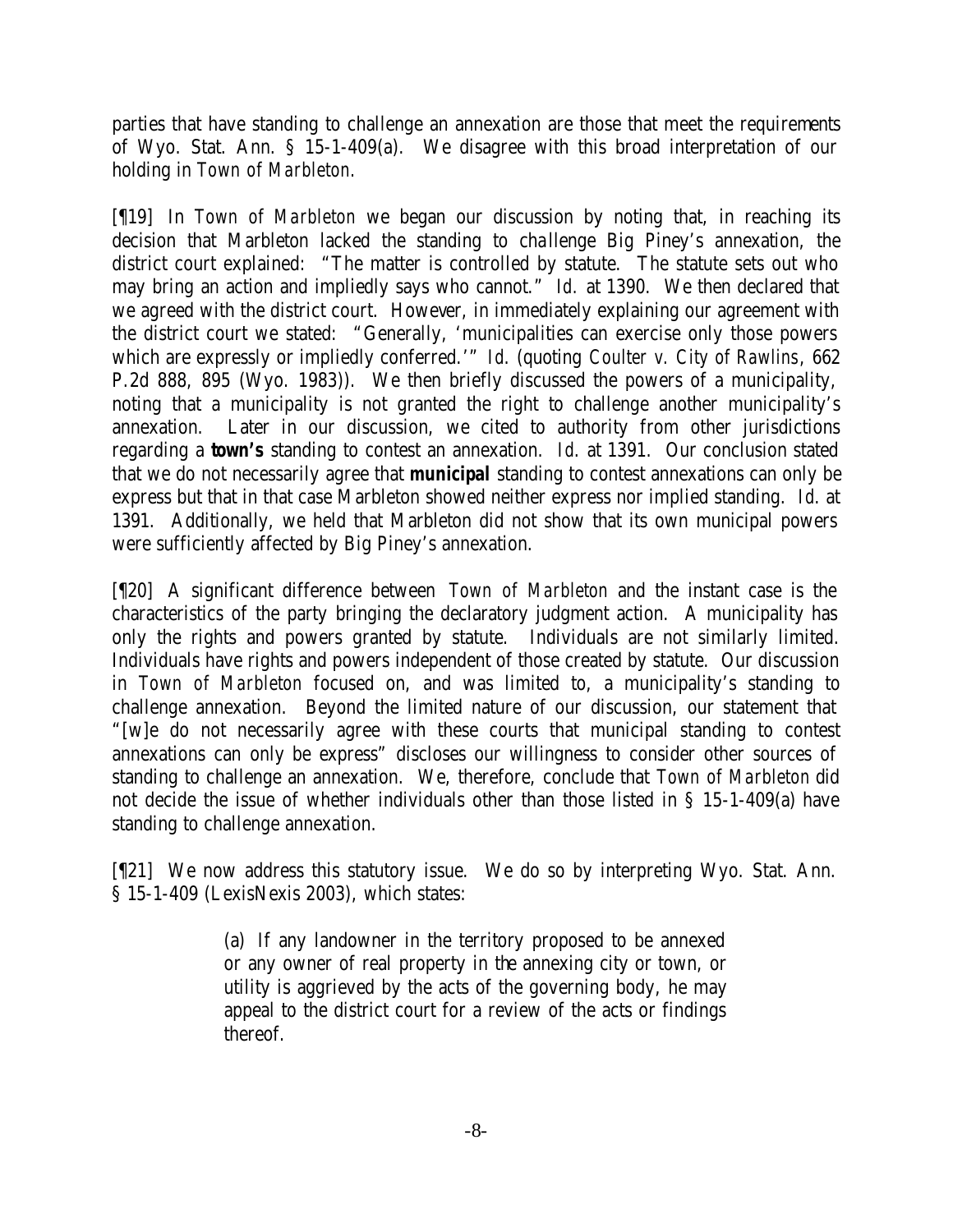parties that have standing to challenge an annexation are those that meet the requirements of Wyo. Stat. Ann. § 15-1-409(a). We disagree with this broad interpretation of our holding in *Town of Marbleton*.

[¶19] In *Town of Marbleton* we began our discussion by noting that, in reaching its decision that Marbleton lacked the standing to challenge Big Piney's annexation, the district court explained: "The matter is controlled by statute. The statute sets out who may bring an action and impliedly says who cannot." *Id.* at 1390. We then declared that we agreed with the district court. However, in immediately explaining our agreement with the district court we stated: "Generally, 'municipalities can exercise only those powers which are expressly or impliedly conferred.'" *Id.* (quoting *Coulter v. City of Rawlins*, 662 P.2d 888, 895 (Wyo. 1983)). We then briefly discussed the powers of a municipality, noting that a municipality is not granted the right to challenge another municipality's annexation. Later in our discussion, we cited to authority from other jurisdictions regarding a **town's** standing to contest an annexation. *Id.* at 1391. Our conclusion stated that we do not necessarily agree that **municipal** standing to contest annexations can only be express but that in that case Marbleton showed neither express nor implied standing. *Id.* at 1391. Additionally, we held that Marbleton did not show that its own municipal powers were sufficiently affected by Big Piney's annexation.

[¶20] A significant difference between *Town of Marbleton* and the instant case is the characteristics of the party bringing the declaratory judgment action. A municipality has only the rights and powers granted by statute. Individuals are not similarly limited. Individuals have rights and powers independent of those created by statute. Our discussion in *Town of Marbleton* focused on, and was limited to, a municipality's standing to challenge annexation. Beyond the limited nature of our discussion, our statement that "[w]e do not necessarily agree with these courts that municipal standing to contest annexations can only be express" discloses our willingness to consider other sources of standing to challenge an annexation. We, therefore, conclude that *Town of Marbleton* did not decide the issue of whether individuals other than those listed in § 15-1-409(a) have standing to challenge annexation.

[¶21] We now address this statutory issue. We do so by interpreting Wyo. Stat. Ann. § 15-1-409 (LexisNexis 2003), which states:

> (a) If any landowner in the territory proposed to be annexed or any owner of real property in the annexing city or town, or utility is aggrieved by the acts of the governing body, he may appeal to the district court for a review of the acts or findings thereof.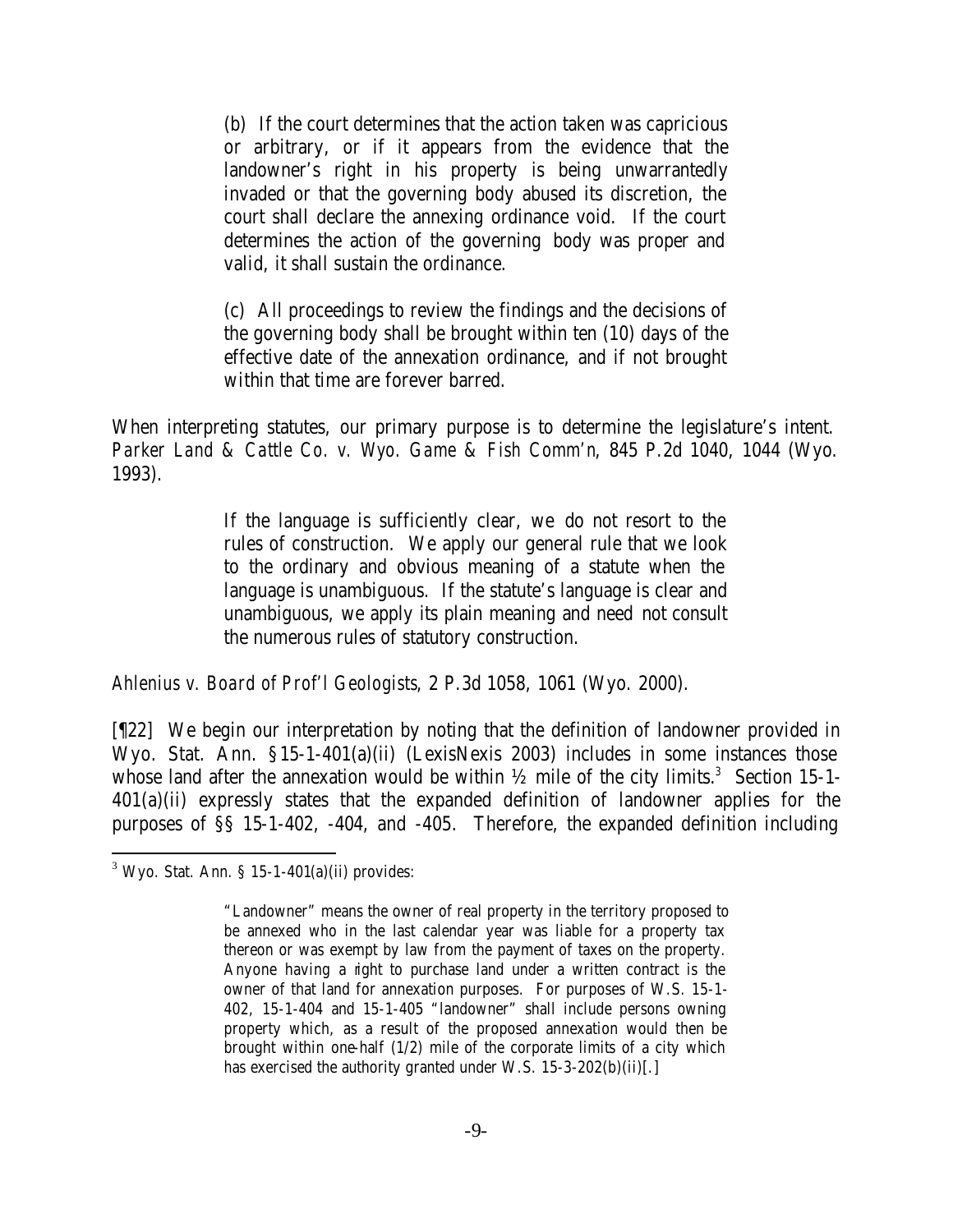> (b) If the court determines that the action taken was capricious or arbitrary, or if it appears from the evidence that the landowner's right in his property is being unwarrantedly invaded or that the governing body abused its discretion, the court shall declare the annexing ordinance void. If the court determines the action of the governing body was proper and valid, it shall sustain the ordinance.
>
> (c) All proceedings to review the findings and the decisions of the governing body shall be brought within ten (10) days of the effective date of the annexation ordinance, and if not brought within that time are forever barred.

When interpreting statutes, our primary purpose is to determine the legislature's intent. *Parker Land & Cattle Co. v. Wyo. Game & Fish Comm'n*, 845 P.2d 1040, 1044 (Wyo. 1993).

> If the language is sufficiently clear, we do not resort to the rules of construction. We apply our general rule that we look to the ordinary and obvious meaning of a statute when the language is unambiguous. If the statute's language is clear and unambiguous, we apply its plain meaning and need not consult the numerous rules of statutory construction.

*Ahlenius v. Board of Prof'l Geologists*, 2 P.3d 1058, 1061 (Wyo. 2000).

[¶22] We begin our interpretation by noting that the definition of landowner provided in Wyo. Stat. Ann. §15-1-401(a)(ii) (LexisNexis 2003) includes in some instances those whose land after the annexation would be within ½ mile of the city limits.[3] Section 15-1-401(a)(ii) expressly states that the expanded definition of landowner applies for the purposes of §§ 15-1-402, -404, and -405. Therefore, the expanded definition including

---

[3] Wyo. Stat. Ann. § 15-1-401(a)(ii) provides:

> "Landowner" means the owner of real property in the territory proposed to be annexed who in the last calendar year was liable for a property tax thereon or was exempt by law from the payment of taxes on the property. Anyone having a right to purchase land under a written contract is the owner of that land for annexation purposes. For purposes of W.S. 15-1-402, 15-1-404 and 15-1-405 "landowner" shall include persons owning property which, as a result of the proposed annexation would then be brought within one-half (1/2) mile of the corporate limits of a city which has exercised the authority granted under W.S. 15-3-202(b)(ii)[.]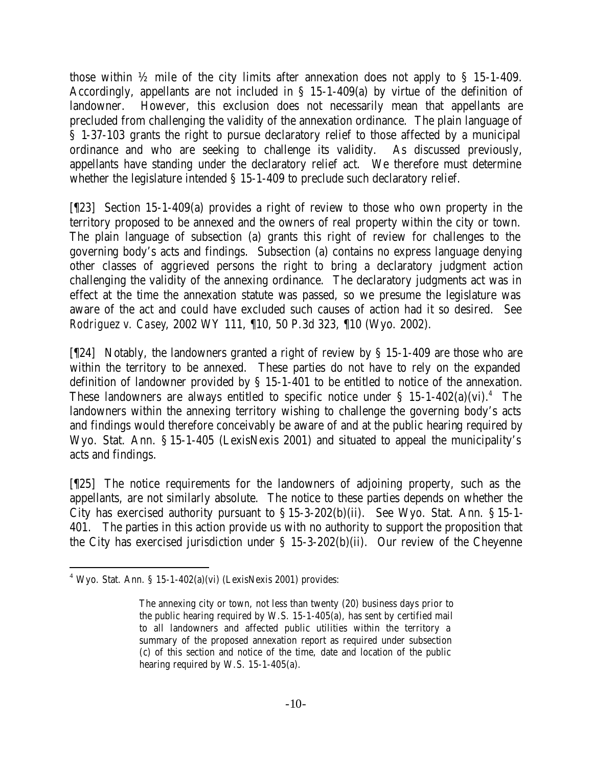those within ½ mile of the city limits after annexation does not apply to § 15-1-409. Accordingly, appellants are not included in § 15-1-409(a) by virtue of the definition of landowner. However, this exclusion does not necessarily mean that appellants are precluded from challenging the validity of the annexation ordinance. The plain language of § 1-37-103 grants the right to pursue declaratory relief to those affected by a municipal ordinance and who are seeking to challenge its validity. As discussed previously, appellants have standing under the declaratory relief act. We therefore must determine whether the legislature intended § 15-1-409 to preclude such declaratory relief.

[¶23] Section 15-1-409(a) provides a right of review to those who own property in the territory proposed to be annexed and the owners of real property within the city or town. The plain language of subsection (a) grants this right of review for challenges to the governing body's acts and findings. Subsection (a) contains no express language denying other classes of aggrieved persons the right to bring a declaratory judgment action challenging the validity of the annexing ordinance. The declaratory judgments act was in effect at the time the annexation statute was passed, so we presume the legislature was aware of the act and could have excluded such causes of action had it so desired. See *Rodriguez v. Casey*, 2002 WY 111, ¶10, 50 P.3d 323, ¶10 (Wyo. 2002).

[¶24] Notably, the landowners granted a right of review by § 15-1-409 are those who are within the territory to be annexed. These parties do not have to rely on the expanded definition of landowner provided by § 15-1-401 to be entitled to notice of the annexation. These landowners are always entitled to specific notice under § 15-1-402(a)(vi).[4] The landowners within the annexing territory wishing to challenge the governing body's acts and findings would therefore conceivably be aware of and at the public hearing required by Wyo. Stat. Ann. § 15-1-405 (LexisNexis 2001) and situated to appeal the municipality's acts and findings.

[¶25] The notice requirements for the landowners of adjoining property, such as the appellants, are not similarly absolute. The notice to these parties depends on whether the City has exercised authority pursuant to § 15-3-202(b)(ii). See Wyo. Stat. Ann. § 15-1-401. The parties in this action provide us with no authority to support the proposition that the City has exercised jurisdiction under § 15-3-202(b)(ii). Our review of the Cheyenne

---

[4] Wyo. Stat. Ann. § 15-1-402(a)(vi) (LexisNexis 2001) provides:

> The annexing city or town, not less than twenty (20) business days prior to the public hearing required by W.S. 15-1-405(a), has sent by certified mail to all landowners and affected public utilities within the territory a summary of the proposed annexation report as required under subsection (c) of this section and notice of the time, date and location of the public hearing required by W.S. 15-1-405(a).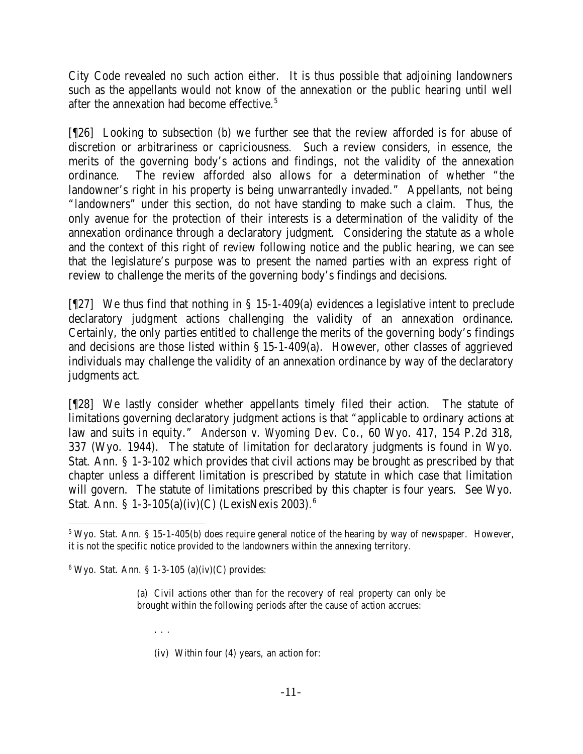City Code revealed no such action either. It is thus possible that adjoining landowners such as the appellants would not know of the annexation or the public hearing until well after the annexation had become effective.[5]

[¶26] Looking to subsection (b) we further see that the review afforded is for abuse of discretion or arbitrariness or capriciousness. Such a review considers, in essence, the merits of the governing body's actions and findings, not the validity of the annexation ordinance. The review afforded also allows for a determination of whether "the landowner's right in his property is being unwarrantedly invaded." Appellants, not being "landowners" under this section, do not have standing to make such a claim. Thus, the only avenue for the protection of their interests is a determination of the validity of the annexation ordinance through a declaratory judgment. Considering the statute as a whole and the context of this right of review following notice and the public hearing, we can see that the legislature's purpose was to present the named parties with an express right of review to challenge the merits of the governing body's findings and decisions.

[¶27] We thus find that nothing in § 15-1-409(a) evidences a legislative intent to preclude declaratory judgment actions challenging the validity of an annexation ordinance. Certainly, the only parties entitled to challenge the merits of the governing body's findings and decisions are those listed within § 15-1-409(a). However, other classes of aggrieved individuals may challenge the validity of an annexation ordinance by way of the declaratory judgments act.

[¶28] We lastly consider whether appellants timely filed their action. The statute of limitations governing declaratory judgment actions is that "applicable to ordinary actions at law and suits in equity." *Anderson v. Wyoming Dev. Co.*, 60 Wyo. 417, 154 P.2d 318, 337 (Wyo. 1944). The statute of limitation for declaratory judgments is found in Wyo. Stat. Ann. § 1-3-102 which provides that civil actions may be brought as prescribed by that chapter unless a different limitation is prescribed by statute in which case that limitation will govern. The statute of limitations prescribed by this chapter is four years. See Wyo. Stat. Ann. § 1-3-105(a)(iv)(C) (LexisNexis 2003).[6]

---

[5] Wyo. Stat. Ann. § 15-1-405(b) does require general notice of the hearing by way of newspaper. However, it is not the specific notice provided to the landowners within the annexing territory.

[6] Wyo. Stat. Ann. § 1-3-105 (a)(iv)(C) provides:

> (a) Civil actions other than for the recovery of real property can only be brought within the following periods after the cause of action accrues:
>
> . . .
>
> (iv) Within four (4) years, an action for: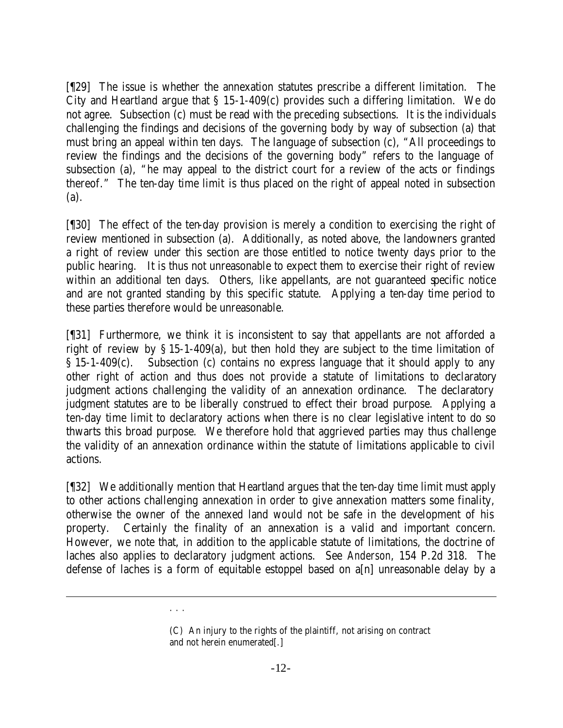[¶29] The issue is whether the annexation statutes prescribe a different limitation. The City and Heartland argue that § 15-1-409(c) provides such a differing limitation. We do not agree. Subsection (c) must be read with the preceding subsections. It is the individuals challenging the findings and decisions of the governing body by way of subsection (a) that must bring an appeal within ten days. The language of subsection (c), "All proceedings to review the findings and the decisions of the governing body" refers to the language of subsection (a), "he may appeal to the district court for a review of the acts or findings thereof." The ten-day time limit is thus placed on the right of appeal noted in subsection (a).

[¶30] The effect of the ten-day provision is merely a condition to exercising the right of review mentioned in subsection (a). Additionally, as noted above, the landowners granted a right of review under this section are those entitled to notice twenty days prior to the public hearing. It is thus not unreasonable to expect them to exercise their right of review within an additional ten days. Others, like appellants, are not guaranteed specific notice and are not granted standing by this specific statute. Applying a ten-day time period to these parties therefore would be unreasonable.

[¶31] Furthermore, we think it is inconsistent to say that appellants are not afforded a right of review by § 15-1-409(a), but then hold they are subject to the time limitation of § 15-1-409(c). Subsection (c) contains no express language that it should apply to any other right of action and thus does not provide a statute of limitations to declaratory judgment actions challenging the validity of an annexation ordinance. The declaratory judgment statutes are to be liberally construed to effect their broad purpose. Applying a ten-day time limit to declaratory actions when there is no clear legislative intent to do so thwarts this broad purpose. We therefore hold that aggrieved parties may thus challenge the validity of an annexation ordinance within the statute of limitations applicable to civil actions.

[¶32] We additionally mention that Heartland argues that the ten-day time limit must apply to other actions challenging annexation in order to give annexation matters some finality, otherwise the owner of the annexed land would not be safe in the development of his property. Certainly the finality of an annexation is a valid and important concern. However, we note that, in addition to the applicable statute of limitations, the doctrine of laches also applies to declaratory judgment actions. See *Anderson*, 154 P.2d 318. The defense of laches is a form of equitable estoppel based on a[n] unreasonable delay by a

---

. . .

(C) An injury to the rights of the plaintiff, not arising on contract and not herein enumerated[.]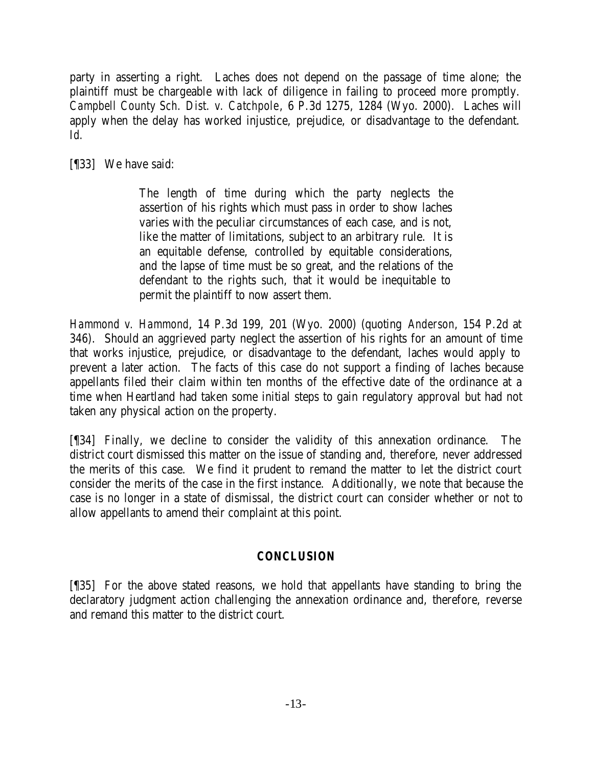party in asserting a right. Laches does not depend on the passage of time alone; the plaintiff must be chargeable with lack of diligence in failing to proceed more promptly. *Campbell County Sch. Dist. v. Catchpole*, 6 P.3d 1275, 1284 (Wyo. 2000). Laches will apply when the delay has worked injustice, prejudice, or disadvantage to the defendant. *Id.*

[¶33] We have said:

> The length of time during which the party neglects the assertion of his rights which must pass in order to show laches varies with the peculiar circumstances of each case, and is not, like the matter of limitations, subject to an arbitrary rule. It is an equitable defense, controlled by equitable considerations, and the lapse of time must be so great, and the relations of the defendant to the rights such, that it would be inequitable to permit the plaintiff to now assert them.

*Hammond v. Hammond*, 14 P.3d 199, 201 (Wyo. 2000) (quoting *Anderson*, 154 P.2d at 346). Should an aggrieved party neglect the assertion of his rights for an amount of time that works injustice, prejudice, or disadvantage to the defendant, laches would apply to prevent a later action. The facts of this case do not support a finding of laches because appellants filed their claim within ten months of the effective date of the ordinance at a time when Heartland had taken some initial steps to gain regulatory approval but had not taken any physical action on the property.

[¶34] Finally, we decline to consider the validity of this annexation ordinance. The district court dismissed this matter on the issue of standing and, therefore, never addressed the merits of this case. We find it prudent to remand the matter to let the district court consider the merits of the case in the first instance. Additionally, we note that because the case is no longer in a state of dismissal, the district court can consider whether or not to allow appellants to amend their complaint at this point.

## CONCLUSION

[¶35] For the above stated reasons, we hold that appellants have standing to bring the declaratory judgment action challenging the annexation ordinance and, therefore, reverse and remand this matter to the district court.